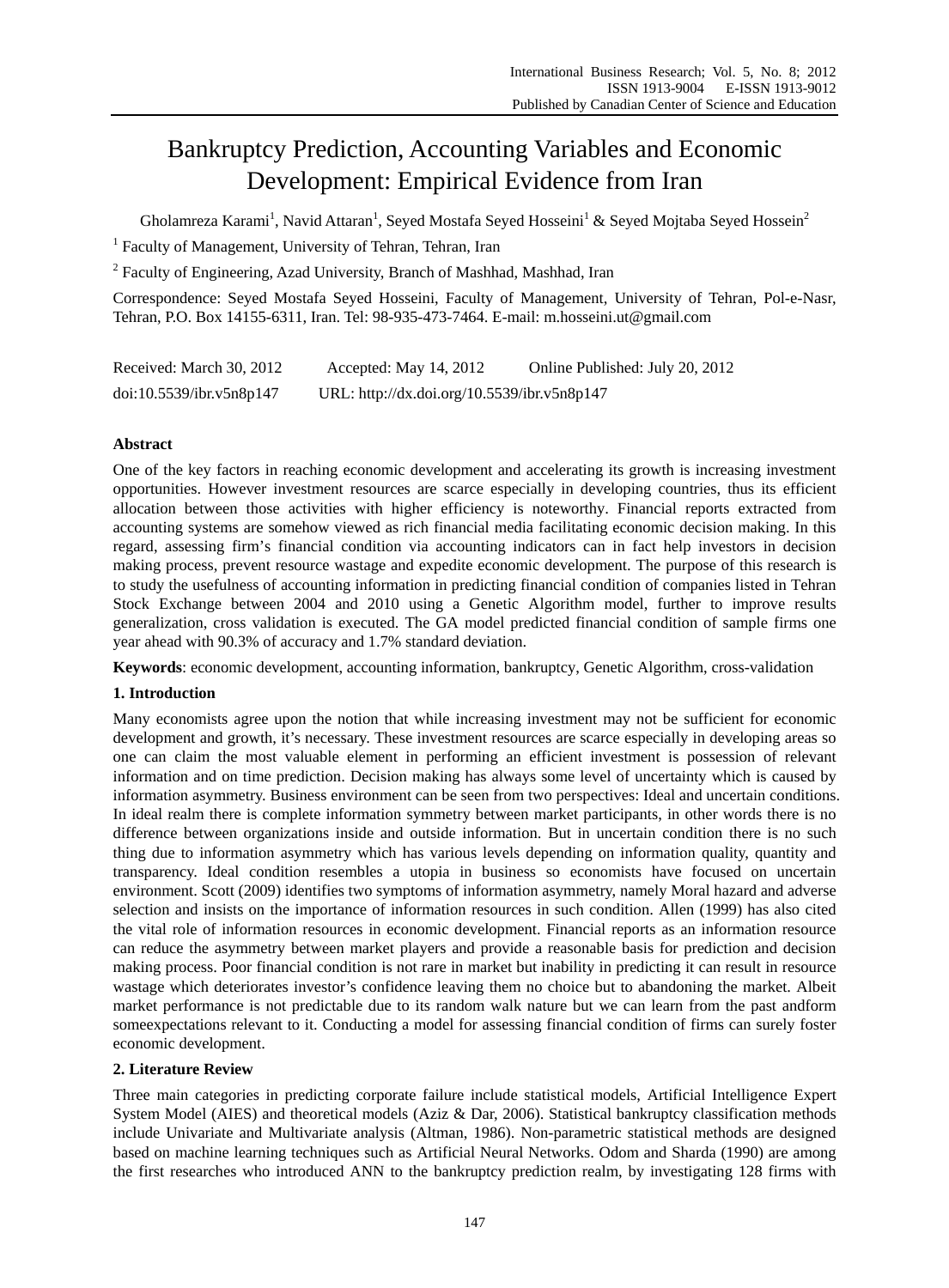# Bankruptcy Prediction, Accounting Variables and Economic Development: Empirical Evidence from Iran

Gholamreza Karami[1], Navid Attaran[1], Seyed Mostafa Seyed Hosseini[1] & Seyed Mojtaba Seyed Hossein[2]

[1] Faculty of Management, University of Tehran, Tehran, Iran

[2] Faculty of Engineering, Azad University, Branch of Mashhad, Mashhad, Iran

Correspondence: Seyed Mostafa Seyed Hosseini, Faculty of Management, University of Tehran, Pol-e-Nasr, Tehran, P.O. Box 14155-6311, Iran. Tel: 98-935-473-7464. E-mail: m.hosseini.ut@gmail.com

Received: March 30, 2012 Accepted: May 14, 2012 Online Published: July 20, 2012

doi:10.5539/ibr.v5n8p147 URL: http://dx.doi.org/10.5539/ibr.v5n8p147

## Abstract

One of the key factors in reaching economic development and accelerating its growth is increasing investment opportunities. However investment resources are scarce especially in developing countries, thus its efficient allocation between those activities with higher efficiency is noteworthy. Financial reports extracted from accounting systems are somehow viewed as rich financial media facilitating economic decision making. In this regard, assessing firm's financial condition via accounting indicators can in fact help investors in decision making process, prevent resource wastage and expedite economic development. The purpose of this research is to study the usefulness of accounting information in predicting financial condition of companies listed in Tehran Stock Exchange between 2004 and 2010 using a Genetic Algorithm model, further to improve results generalization, cross validation is executed. The GA model predicted financial condition of sample firms one year ahead with 90.3% of accuracy and 1.7% standard deviation.

**Keywords**: economic development, accounting information, bankruptcy, Genetic Algorithm, cross-validation

## 1. Introduction

Many economists agree upon the notion that while increasing investment may not be sufficient for economic development and growth, it's necessary. These investment resources are scarce especially in developing areas so one can claim the most valuable element in performing an efficient investment is possession of relevant information and on time prediction. Decision making has always some level of uncertainty which is caused by information asymmetry. Business environment can be seen from two perspectives: Ideal and uncertain conditions. In ideal realm there is complete information symmetry between market participants, in other words there is no difference between organizations inside and outside information. But in uncertain condition there is no such thing due to information asymmetry which has various levels depending on information quality, quantity and transparency. Ideal condition resembles a utopia in business so economists have focused on uncertain environment. Scott (2009) identifies two symptoms of information asymmetry, namely Moral hazard and adverse selection and insists on the importance of information resources in such condition. Allen (1999) has also cited the vital role of information resources in economic development. Financial reports as an information resource can reduce the asymmetry between market players and provide a reasonable basis for prediction and decision making process. Poor financial condition is not rare in market but inability in predicting it can result in resource wastage which deteriorates investor's confidence leaving them no choice but to abandoning the market. Albeit market performance is not predictable due to its random walk nature but we can learn from the past andform someexpectations relevant to it. Conducting a model for assessing financial condition of firms can surely foster economic development.

## 2. Literature Review

Three main categories in predicting corporate failure include statistical models, Artificial Intelligence Expert System Model (AIES) and theoretical models (Aziz & Dar, 2006). Statistical bankruptcy classification methods include Univariate and Multivariate analysis (Altman, 1986). Non-parametric statistical methods are designed based on machine learning techniques such as Artificial Neural Networks. Odom and Sharda (1990) are among the first researches who introduced ANN to the bankruptcy prediction realm, by investigating 128 firms with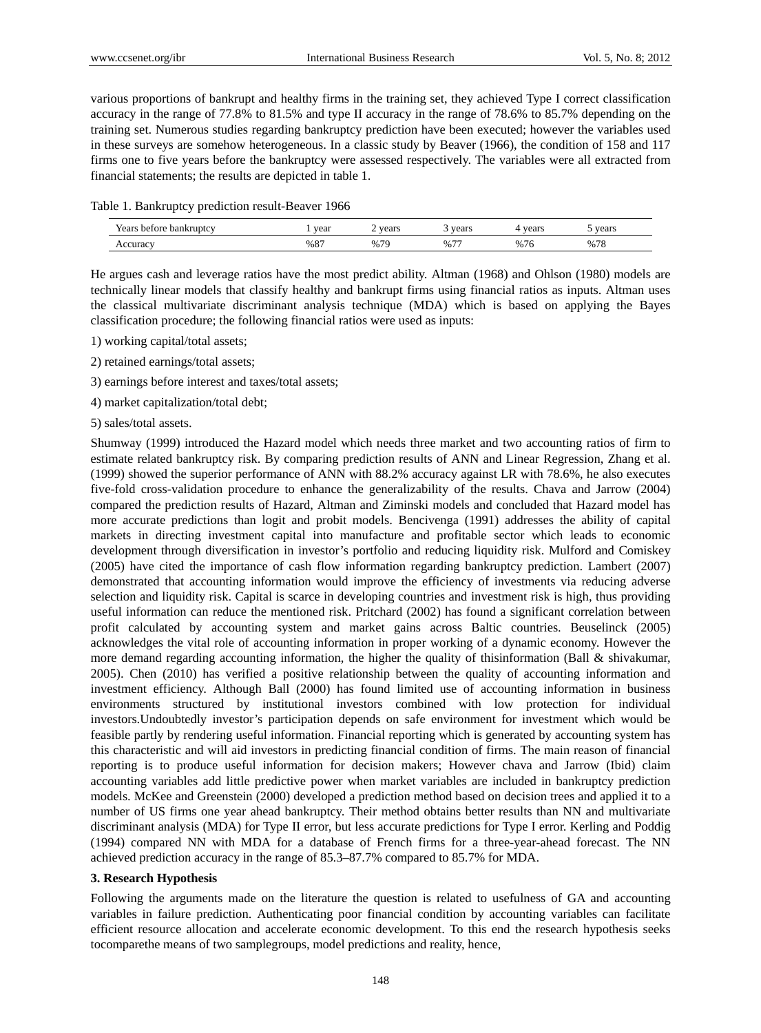various proportions of bankrupt and healthy firms in the training set, they achieved Type I correct classification accuracy in the range of 77.8% to 81.5% and type II accuracy in the range of 78.6% to 85.7% depending on the training set. Numerous studies regarding bankruptcy prediction have been executed; however the variables used in these surveys are somehow heterogeneous. In a classic study by Beaver (1966), the condition of 158 and 117 firms one to five years before the bankruptcy were assessed respectively. The variables were all extracted from financial statements; the results are depicted in table 1.

Table 1. Bankruptcy prediction result-Beaver 1966

| Years before bankruptcy | 1 year | 2 years | 3 years | 4 years | 5 years |
|---|---|---|---|---|---|
| Accuracy | %87 | %79 | %77 | %76 | %78 |

He argues cash and leverage ratios have the most predict ability. Altman (1968) and Ohlson (1980) models are technically linear models that classify healthy and bankrupt firms using financial ratios as inputs. Altman uses the classical multivariate discriminant analysis technique (MDA) which is based on applying the Bayes classification procedure; the following financial ratios were used as inputs:

1) working capital/total assets;

2) retained earnings/total assets;

3) earnings before interest and taxes/total assets;

4) market capitalization/total debt;

5) sales/total assets.

Shumway (1999) introduced the Hazard model which needs three market and two accounting ratios of firm to estimate related bankruptcy risk. By comparing prediction results of ANN and Linear Regression, Zhang et al. (1999) showed the superior performance of ANN with 88.2% accuracy against LR with 78.6%, he also executes five-fold cross-validation procedure to enhance the generalizability of the results. Chava and Jarrow (2004) compared the prediction results of Hazard, Altman and Ziminski models and concluded that Hazard model has more accurate predictions than logit and probit models. Bencivenga (1991) addresses the ability of capital markets in directing investment capital into manufacture and profitable sector which leads to economic development through diversification in investor's portfolio and reducing liquidity risk. Mulford and Comiskey (2005) have cited the importance of cash flow information regarding bankruptcy prediction. Lambert (2007) demonstrated that accounting information would improve the efficiency of investments via reducing adverse selection and liquidity risk. Capital is scarce in developing countries and investment risk is high, thus providing useful information can reduce the mentioned risk. Pritchard (2002) has found a significant correlation between profit calculated by accounting system and market gains across Baltic countries. Beuselinck (2005) acknowledges the vital role of accounting information in proper working of a dynamic economy. However the more demand regarding accounting information, the higher the quality of thisinformation (Ball & shivakumar, 2005). Chen (2010) has verified a positive relationship between the quality of accounting information and investment efficiency. Although Ball (2000) has found limited use of accounting information in business environments structured by institutional investors combined with low protection for individual investors.Undoubtedly investor's participation depends on safe environment for investment which would be feasible partly by rendering useful information. Financial reporting which is generated by accounting system has this characteristic and will aid investors in predicting financial condition of firms. The main reason of financial reporting is to produce useful information for decision makers; However chava and Jarrow (Ibid) claim accounting variables add little predictive power when market variables are included in bankruptcy prediction models. McKee and Greenstein (2000) developed a prediction method based on decision trees and applied it to a number of US firms one year ahead bankruptcy. Their method obtains better results than NN and multivariate discriminant analysis (MDA) for Type II error, but less accurate predictions for Type I error. Kerling and Poddig (1994) compared NN with MDA for a database of French firms for a three-year-ahead forecast. The NN achieved prediction accuracy in the range of 85.3–87.7% compared to 85.7% for MDA.

## 3. Research Hypothesis

Following the arguments made on the literature the question is related to usefulness of GA and accounting variables in failure prediction. Authenticating poor financial condition by accounting variables can facilitate efficient resource allocation and accelerate economic development. To this end the research hypothesis seeks tocomparethe means of two samplegroups, model predictions and reality, hence,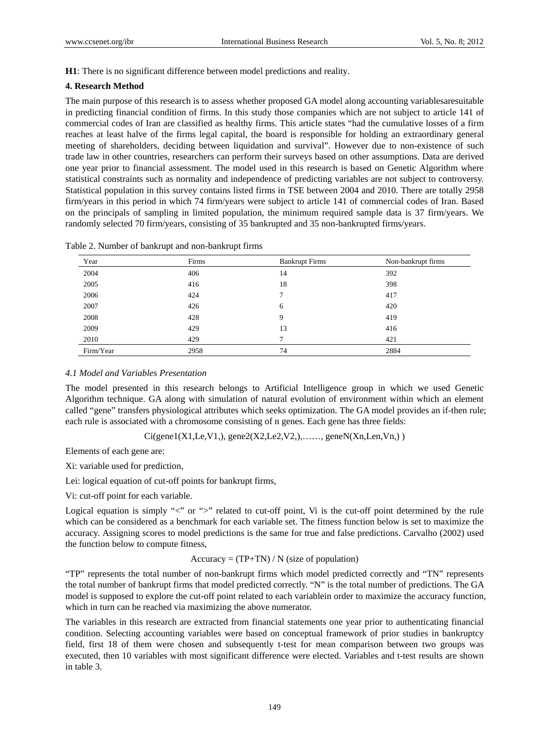**H1**: There is no significant difference between model predictions and reality.

## 4. Research Method

The main purpose of this research is to assess whether proposed GA model along accounting variablesaresuitable in predicting financial condition of firms. In this study those companies which are not subject to article 141 of commercial codes of Iran are classified as healthy firms. This article states "had the cumulative losses of a firm reaches at least halve of the firms legal capital, the board is responsible for holding an extraordinary general meeting of shareholders, deciding between liquidation and survival". However due to non-existence of such trade law in other countries, researchers can perform their surveys based on other assumptions. Data are derived one year prior to financial assessment. The model used in this research is based on Genetic Algorithm where statistical constraints such as normality and independence of predicting variables are not subject to controversy. Statistical population in this survey contains listed firms in TSE between 2004 and 2010. There are totally 2958 firm/years in this period in which 74 firm/years were subject to article 141 of commercial codes of Iran. Based on the principals of sampling in limited population, the minimum required sample data is 37 firm/years. We randomly selected 70 firm/years, consisting of 35 bankrupted and 35 non-bankrupted firms/years.

Table 2. Number of bankrupt and non-bankrupt firms

| Year | Firms | Bankrupt Firms | Non-bankrupt firms |
|---|---|---|---|
| 2004 | 406 | 14 | 392 |
| 2005 | 416 | 18 | 398 |
| 2006 | 424 | 7 | 417 |
| 2007 | 426 | 6 | 420 |
| 2008 | 428 | 9 | 419 |
| 2009 | 429 | 13 | 416 |
| 2010 | 429 | 7 | 421 |
| Firm/Year | 2958 | 74 | 2884 |

### *4.1 Model and Variables Presentation*

The model presented in this research belongs to Artificial Intelligence group in which we used Genetic Algorithm technique. GA along with simulation of natural evolution of environment within which an element called "gene" transfers physiological attributes which seeks optimization. The GA model provides an if-then rule; each rule is associated with a chromosome consisting of n genes. Each gene has three fields:

$$C_i(gene1(X1,Le,V1,), gene2(X2,Le2,V2,),\ldots\ldots, geneN(Xn,Len,Vn,))$$

Elements of each gene are:

$X_i$: variable used for prediction,

$Le_i$: logical equation of cut-off points for bankrupt firms,

$V_i$: cut-off point for each variable.

Logical equation is simply "<" or ">" related to cut-off point, $V_i$ is the cut-off point determined by the rule which can be considered as a benchmark for each variable set. The fitness function below is set to maximize the accuracy. Assigning scores to model predictions is the same for true and false predictions. Carvalho (2002) used the function below to compute fitness,

$$\text{Accuracy} = (TP+TN) / N \text{ (size of population)}$$

"TP" represents the total number of non-bankrupt firms which model predicted correctly and "TN" represents the total number of bankrupt firms that model predicted correctly. "N" is the total number of predictions. The GA model is supposed to explore the cut-off point related to each variablein order to maximize the accuracy function, which in turn can be reached via maximizing the above numerator.

The variables in this research are extracted from financial statements one year prior to authenticating financial condition. Selecting accounting variables were based on conceptual framework of prior studies in bankruptcy field, first 18 of them were chosen and subsequently t-test for mean comparison between two groups was executed, then 10 variables with most significant difference were elected. Variables and t-test results are shown in table 3.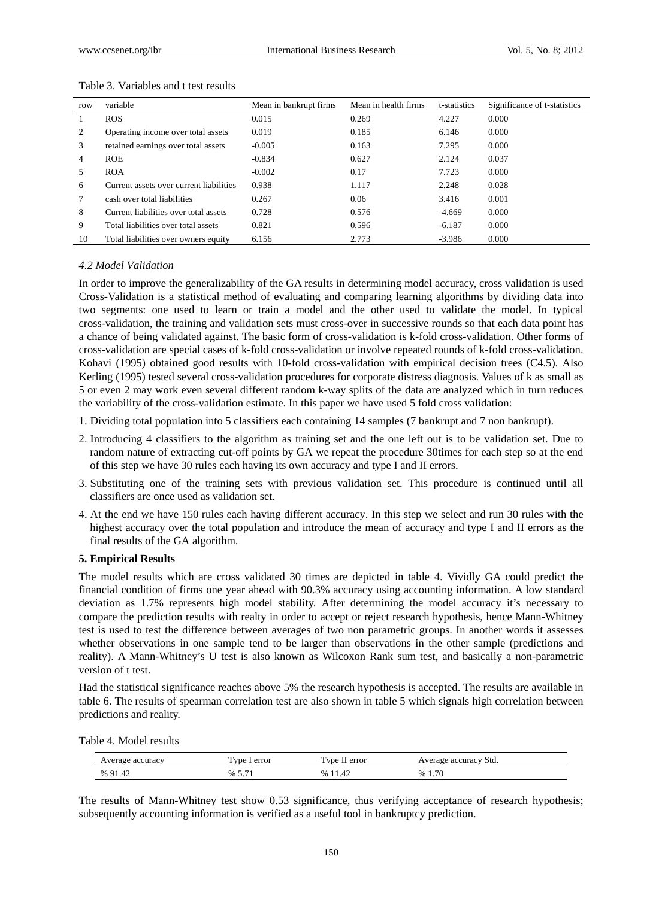Table 3. Variables and t test results

| row | variable | Mean in bankrupt firms | Mean in health firms | t-statistics | Significance of t-statistics |
|---|---|---|---|---|---|
| 1 | ROS | 0.015 | 0.269 | 4.227 | 0.000 |
| 2 | Operating income over total assets | 0.019 | 0.185 | 6.146 | 0.000 |
| 3 | retained earnings over total assets | -0.005 | 0.163 | 7.295 | 0.000 |
| 4 | ROE | -0.834 | 0.627 | 2.124 | 0.037 |
| 5 | ROA | -0.002 | 0.17 | 7.723 | 0.000 |
| 6 | Current assets over current liabilities | 0.938 | 1.117 | 2.248 | 0.028 |
| 7 | cash over total liabilities | 0.267 | 0.06 | 3.416 | 0.001 |
| 8 | Current liabilities over total assets | 0.728 | 0.576 | -4.669 | 0.000 |
| 9 | Total liabilities over total assets | 0.821 | 0.596 | -6.187 | 0.000 |
| 10 | Total liabilities over owners equity | 6.156 | 2.773 | -3.986 | 0.000 |

### *4.2 Model Validation*

In order to improve the generalizability of the GA results in determining model accuracy, cross validation is used Cross-Validation is a statistical method of evaluating and comparing learning algorithms by dividing data into two segments: one used to learn or train a model and the other used to validate the model. In typical cross-validation, the training and validation sets must cross-over in successive rounds so that each data point has a chance of being validated against. The basic form of cross-validation is k-fold cross-validation. Other forms of cross-validation are special cases of k-fold cross-validation or involve repeated rounds of k-fold cross-validation. Kohavi (1995) obtained good results with 10-fold cross-validation with empirical decision trees (C4.5). Also Kerling (1995) tested several cross-validation procedures for corporate distress diagnosis. Values of k as small as 5 or even 2 may work even several different random k-way splits of the data are analyzed which in turn reduces the variability of the cross-validation estimate. In this paper we have used 5 fold cross validation:

1. Dividing total population into 5 classifiers each containing 14 samples (7 bankrupt and 7 non bankrupt).
2. Introducing 4 classifiers to the algorithm as training set and the one left out is to be validation set. Due to random nature of extracting cut-off points by GA we repeat the procedure 30times for each step so at the end of this step we have 30 rules each having its own accuracy and type I and II errors.
3. Substituting one of the training sets with previous validation set. This procedure is continued until all classifiers are once used as validation set.
4. At the end we have 150 rules each having different accuracy. In this step we select and run 30 rules with the highest accuracy over the total population and introduce the mean of accuracy and type I and II errors as the final results of the GA algorithm.

## **5. Empirical Results**

The model results which are cross validated 30 times are depicted in table 4. Vividly GA could predict the financial condition of firms one year ahead with 90.3% accuracy using accounting information. A low standard deviation as 1.7% represents high model stability. After determining the model accuracy it's necessary to compare the prediction results with realty in order to accept or reject research hypothesis, hence Mann-Whitney test is used to test the difference between averages of two non parametric groups. In another words it assesses whether observations in one sample tend to be larger than observations in the other sample (predictions and reality). A Mann-Whitney's U test is also known as Wilcoxon Rank sum test, and basically a non-parametric version of t test.

Had the statistical significance reaches above 5% the research hypothesis is accepted. The results are available in table 6. The results of spearman correlation test are also shown in table 5 which signals high correlation between predictions and reality.

Table 4. Model results

| Average accuracy | Type I error | Type II error | Average accuracy Std. |
|---|---|---|---|
| % 91.42 | % 5.71 | % 11.42 | % 1.70 |

The results of Mann-Whitney test show 0.53 significance, thus verifying acceptance of research hypothesis; subsequently accounting information is verified as a useful tool in bankruptcy prediction.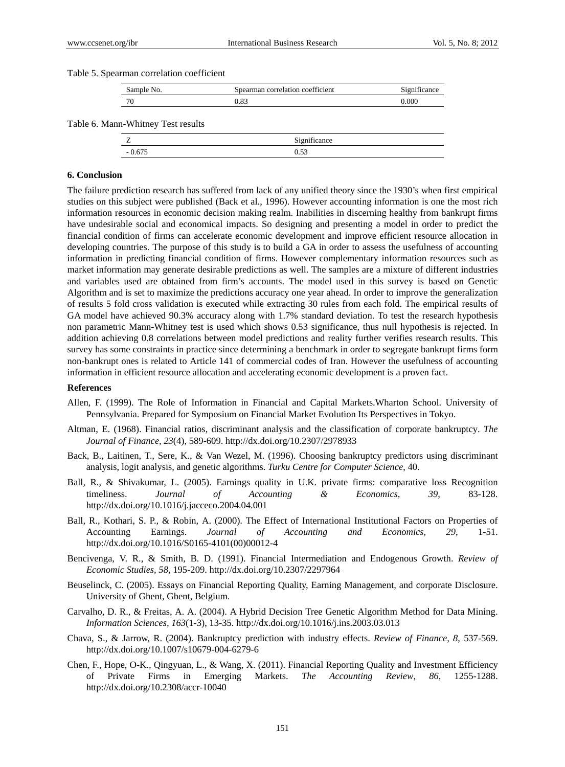Table 5. Spearman correlation coefficient

| Sample No. | Spearman correlation coefficient | Significance |
|---|---|---|
| 70 | 0.83 | 0.000 |

Table 6. Mann-Whitney Test results

| Z | Significance |
|---|---|
| - 0.675 | 0.53 |

## 6. Conclusion

The failure prediction research has suffered from lack of any unified theory since the 1930's when first empirical studies on this subject were published (Back et al., 1996). However accounting information is one the most rich information resources in economic decision making realm. Inabilities in discerning healthy from bankrupt firms have undesirable social and economical impacts. So designing and presenting a model in order to predict the financial condition of firms can accelerate economic development and improve efficient resource allocation in developing countries. The purpose of this study is to build a GA in order to assess the usefulness of accounting information in predicting financial condition of firms. However complementary information resources such as market information may generate desirable predictions as well. The samples are a mixture of different industries and variables used are obtained from firm's accounts. The model used in this survey is based on Genetic Algorithm and is set to maximize the predictions accuracy one year ahead. In order to improve the generalization of results 5 fold cross validation is executed while extracting 30 rules from each fold. The empirical results of GA model have achieved 90.3% accuracy along with 1.7% standard deviation. To test the research hypothesis non parametric Mann-Whitney test is used which shows 0.53 significance, thus null hypothesis is rejected. In addition achieving 0.8 correlations between model predictions and reality further verifies research results. This survey has some constraints in practice since determining a benchmark in order to segregate bankrupt firms form non-bankrupt ones is related to Article 141 of commercial codes of Iran. However the usefulness of accounting information in efficient resource allocation and accelerating economic development is a proven fact.

## References

Allen, F. (1999). The Role of Information in Financial and Capital Markets.Wharton School. University of Pennsylvania. Prepared for Symposium on Financial Market Evolution Its Perspectives in Tokyo.

Altman, E. (1968). Financial ratios, discriminant analysis and the classification of corporate bankruptcy. *The Journal of Finance, 23*(4), 589-609. http://dx.doi.org/10.2307/2978933

Back, B., Laitinen, T., Sere, K., & Van Wezel, M. (1996). Choosing bankruptcy predictors using discriminant analysis, logit analysis, and genetic algorithms. *Turku Centre for Computer Science*, 40.

Ball, R., & Shivakumar, L. (2005). Earnings quality in U.K. private firms: comparative loss Recognition timeliness. *Journal of Accounting & Economics, 39*, 83-128. http://dx.doi.org/10.1016/j.jacceco.2004.04.001

Ball, R., Kothari, S. P., & Robin, A. (2000). The Effect of International Institutional Factors on Properties of Accounting Earnings. *Journal of Accounting and Economics, 29*, 1-51. http://dx.doi.org/10.1016/S0165-4101(00)00012-4

Bencivenga, V. R., & Smith, B. D. (1991). Financial Intermediation and Endogenous Growth. *Review of Economic Studies, 58*, 195-209. http://dx.doi.org/10.2307/2297964

Beuselinck, C. (2005). Essays on Financial Reporting Quality, Earning Management, and corporate Disclosure. University of Ghent, Ghent, Belgium.

Carvalho, D. R., & Freitas, A. A. (2004). A Hybrid Decision Tree Genetic Algorithm Method for Data Mining. *Information Sciences, 163*(1-3), 13-35. http://dx.doi.org/10.1016/j.ins.2003.03.013

Chava, S., & Jarrow, R. (2004). Bankruptcy prediction with industry effects. *Review of Finance, 8*, 537-569. http://dx.doi.org/10.1007/s10679-004-6279-6

Chen, F., Hope, O-K., Qingyuan, L., & Wang, X. (2011). Financial Reporting Quality and Investment Efficiency of Private Firms in Emerging Markets. *The Accounting Review, 86*, 1255-1288. http://dx.doi.org/10.2308/accr-10040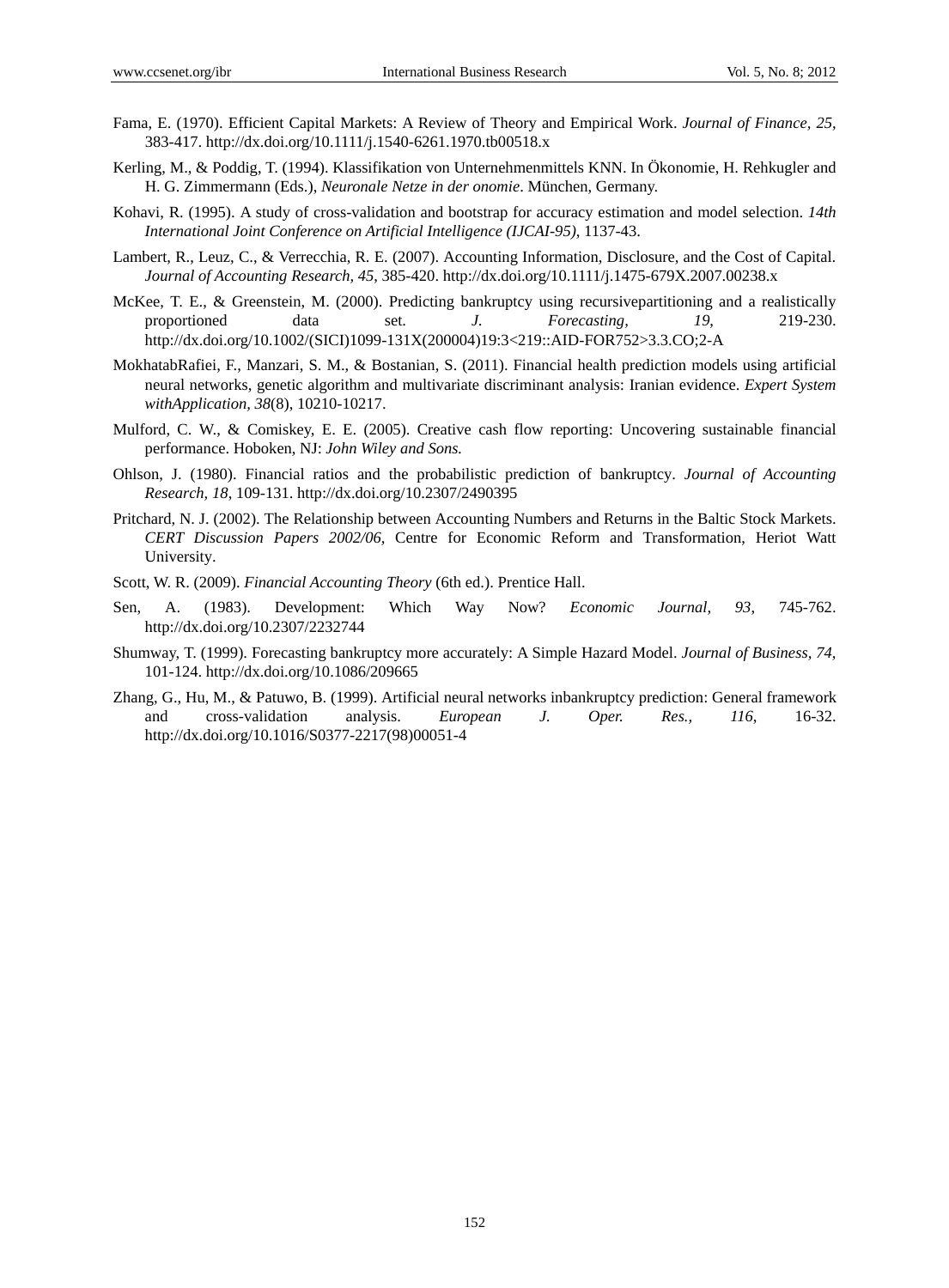Fama, E. (1970). Efficient Capital Markets: A Review of Theory and Empirical Work. *Journal of Finance, 25*, 383-417. http://dx.doi.org/10.1111/j.1540-6261.1970.tb00518.x

Kerling, M., & Poddig, T. (1994). Klassifikation von Unternehmenmittels KNN. In Ökonomie, H. Rehkugler and H. G. Zimmermann (Eds.), *Neuronale Netze in der onomie*. München, Germany.

Kohavi, R. (1995). A study of cross-validation and bootstrap for accuracy estimation and model selection. *14th International Joint Conference on Artificial Intelligence (IJCAI-95)*, 1137-43.

Lambert, R., Leuz, C., & Verrecchia, R. E. (2007). Accounting Information, Disclosure, and the Cost of Capital. *Journal of Accounting Research, 45*, 385-420. http://dx.doi.org/10.1111/j.1475-679X.2007.00238.x

McKee, T. E., & Greenstein, M. (2000). Predicting bankruptcy using recursivepartitioning and a realistically proportioned data set. *J. Forecasting, 19*, 219-230. http://dx.doi.org/10.1002/(SICI)1099-131X(200004)19:3<219::AID-FOR752>3.3.CO;2-A

MokhatabRafiei, F., Manzari, S. M., & Bostanian, S. (2011). Financial health prediction models using artificial neural networks, genetic algorithm and multivariate discriminant analysis: Iranian evidence. *Expert System withApplication, 38*(8), 10210-10217.

Mulford, C. W., & Comiskey, E. E. (2005). Creative cash flow reporting: Uncovering sustainable financial performance. Hoboken, NJ: *John Wiley and Sons.*

Ohlson, J. (1980). Financial ratios and the probabilistic prediction of bankruptcy. *Journal of Accounting Research, 18*, 109-131. http://dx.doi.org/10.2307/2490395

Pritchard, N. J. (2002). The Relationship between Accounting Numbers and Returns in the Baltic Stock Markets. *CERT Discussion Papers 2002/06*, Centre for Economic Reform and Transformation, Heriot Watt University.

Scott, W. R. (2009). *Financial Accounting Theory* (6th ed.). Prentice Hall.

Sen, A. (1983). Development: Which Way Now? *Economic Journal, 93*, 745-762. http://dx.doi.org/10.2307/2232744

Shumway, T. (1999). Forecasting bankruptcy more accurately: A Simple Hazard Model. *Journal of Business, 74*, 101-124. http://dx.doi.org/10.1086/209665

Zhang, G., Hu, M., & Patuwo, B. (1999). Artificial neural networks inbankruptcy prediction: General framework and cross-validation analysis. *European J. Oper. Res., 116*, 16-32. http://dx.doi.org/10.1016/S0377-2217(98)00051-4